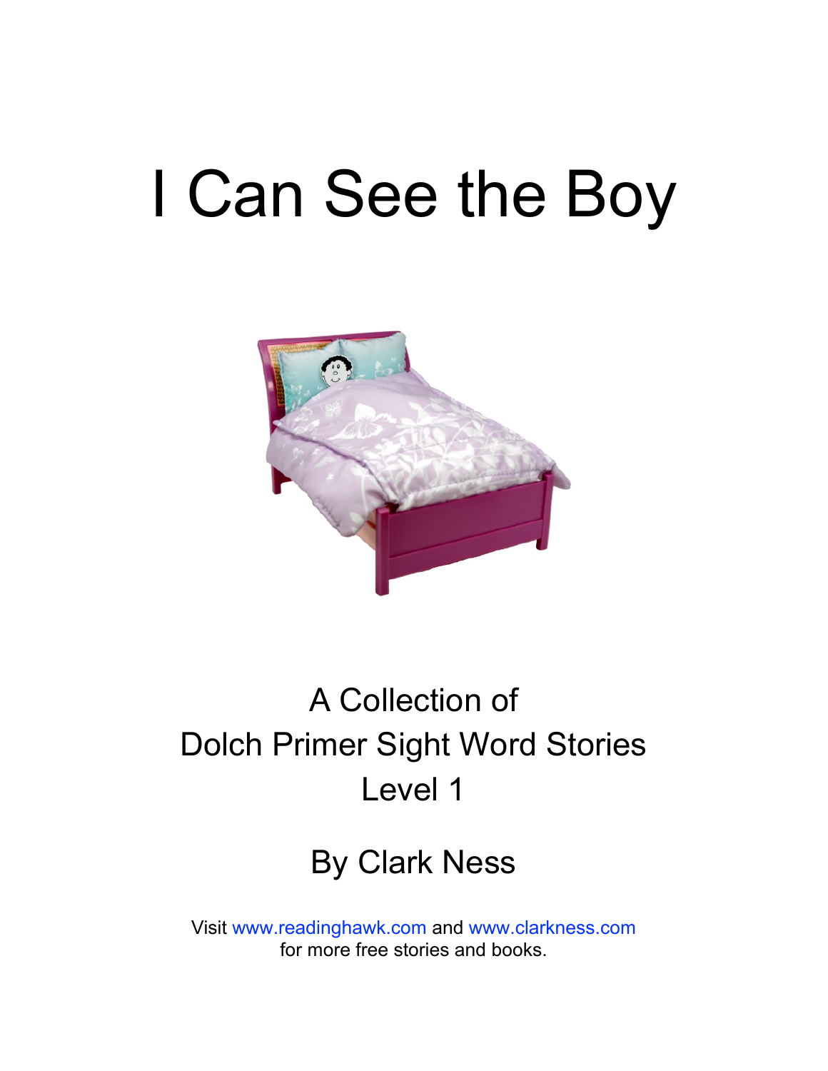# I Can See the Boy

A Collection of
Dolch Primer Sight Word Stories
Level 1

By Clark Ness

Visit www.readinghawk.com and www.clarkness.com
for more free stories and books.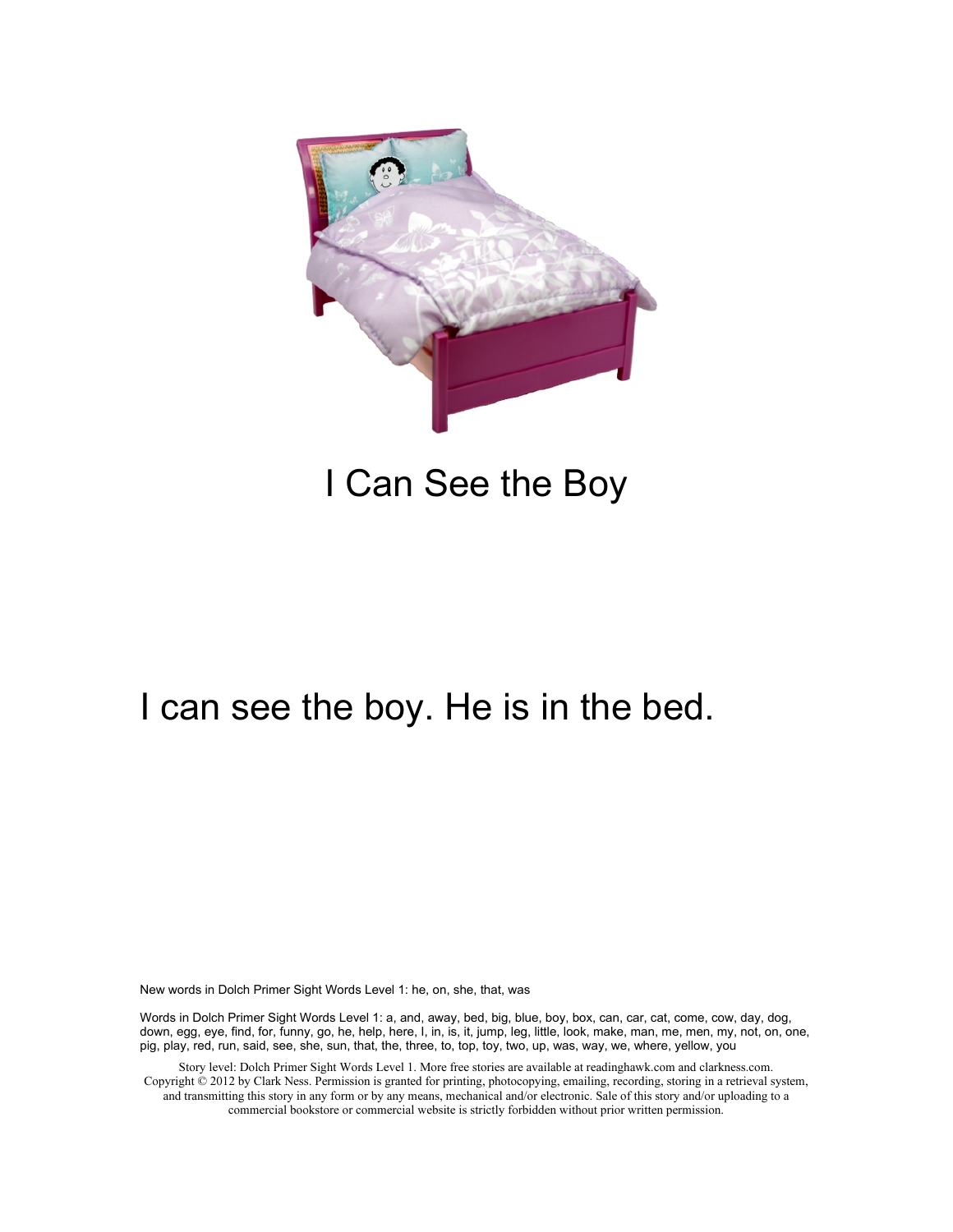# I Can See the Boy

I can see the boy. He is in the bed.

New words in Dolch Primer Sight Words Level 1: he, on, she, that, was

Words in Dolch Primer Sight Words Level 1: a, and, away, bed, big, blue, boy, box, can, car, cat, come, cow, day, dog, down, egg, eye, find, for, funny, go, he, help, here, I, in, is, it, jump, leg, little, look, make, man, me, men, my, not, on, one, pig, play, red, run, said, see, she, sun, that, the, three, to, top, toy, two, up, was, way, we, where, yellow, you

Story level: Dolch Primer Sight Words Level 1. More free stories are available at readinghawk.com and clarkness.com. Copyright © 2012 by Clark Ness. Permission is granted for printing, photocopying, emailing, recording, storing in a retrieval system, and transmitting this story in any form or by any means, mechanical and/or electronic. Sale of this story and/or uploading to a commercial bookstore or commercial website is strictly forbidden without prior written permission.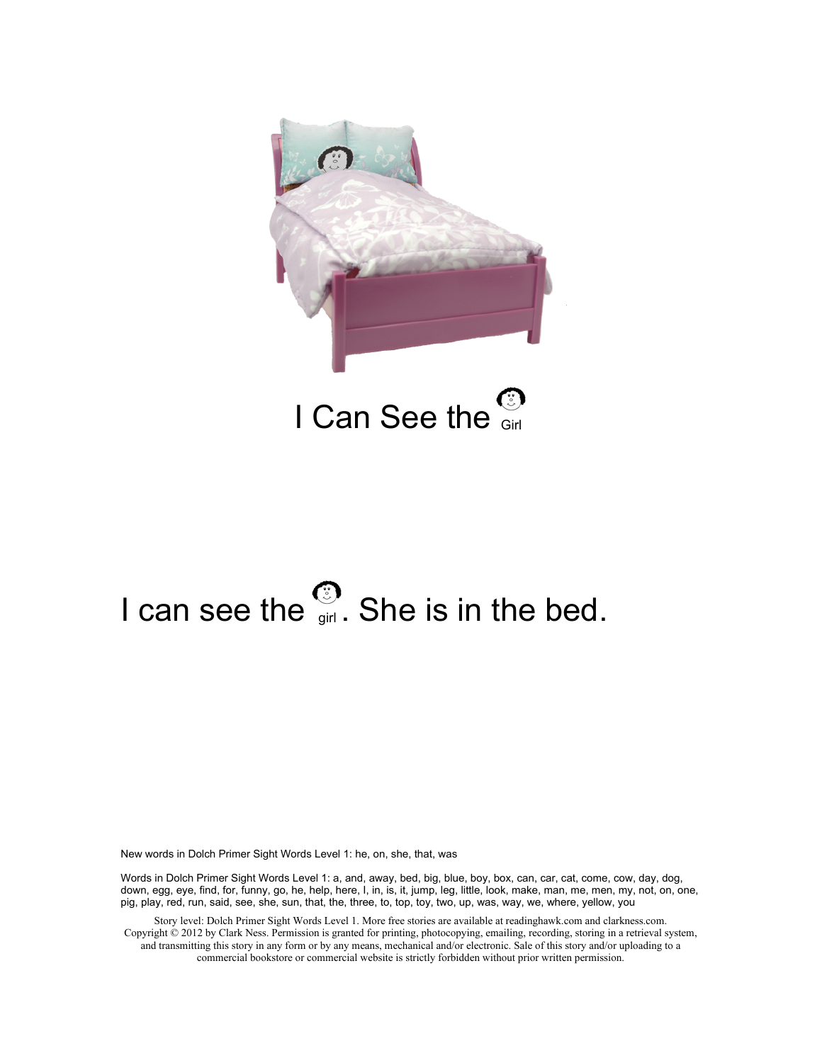# I Can See the Girl

I can see the girl. She is in the bed.

New words in Dolch Primer Sight Words Level 1: he, on, she, that, was

Words in Dolch Primer Sight Words Level 1: a, and, away, bed, big, blue, boy, box, can, car, cat, come, cow, day, dog, down, egg, eye, find, for, funny, go, he, help, here, I, in, is, it, jump, leg, little, look, make, man, me, men, my, not, on, one, pig, play, red, run, said, see, she, sun, that, the, three, to, top, toy, two, up, was, way, we, where, yellow, you

Story level: Dolch Primer Sight Words Level 1. More free stories are available at readinghawk.com and clarkness.com. Copyright © 2012 by Clark Ness. Permission is granted for printing, photocopying, emailing, recording, storing in a retrieval system, and transmitting this story in any form or by any means, mechanical and/or electronic. Sale of this story and/or uploading to a commercial bookstore or commercial website is strictly forbidden without prior written permission.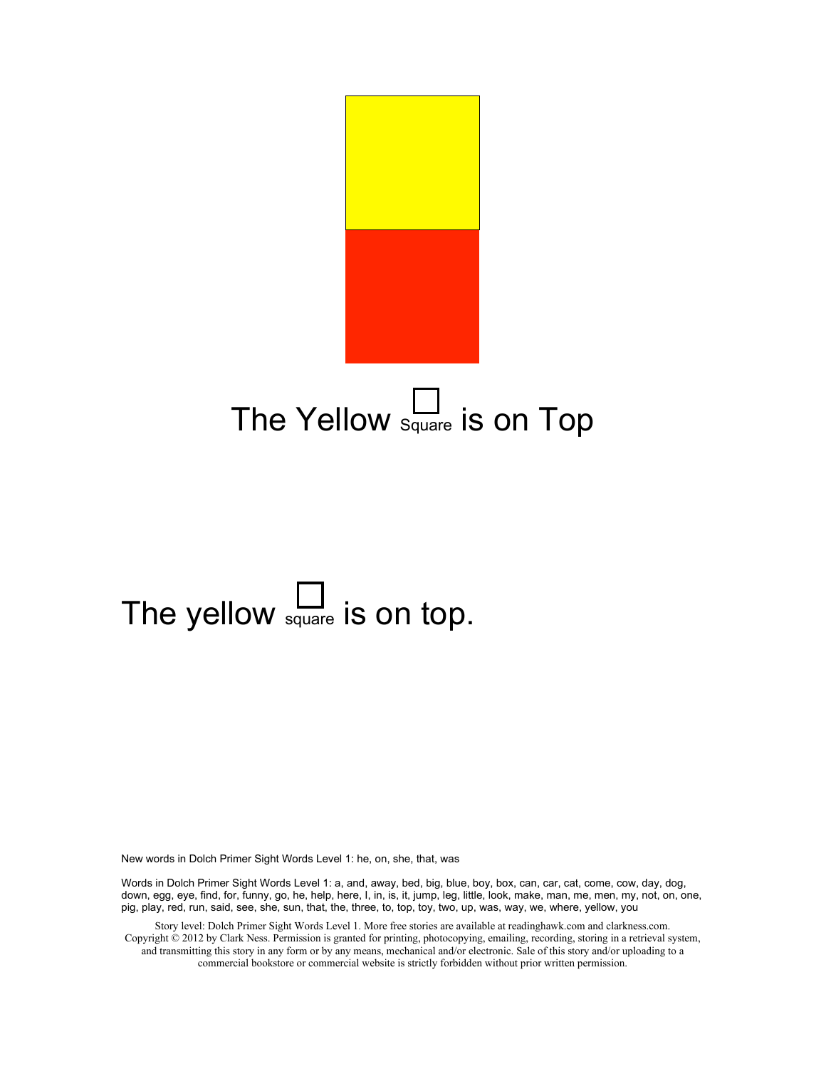The Yellow □ Square is on Top

The yellow □ square is on top.

New words in Dolch Primer Sight Words Level 1: he, on, she, that, was

Words in Dolch Primer Sight Words Level 1: a, and, away, bed, big, blue, boy, box, can, car, cat, come, cow, day, dog, down, egg, eye, find, for, funny, go, he, help, here, I, in, is, it, jump, leg, little, look, make, man, me, men, my, not, on, one, pig, play, red, run, said, see, she, sun, that, the, three, to, top, toy, two, up, was, way, we, where, yellow, you

Story level: Dolch Primer Sight Words Level 1. More free stories are available at readinghawk.com and clarkness.com. Copyright © 2012 by Clark Ness. Permission is granted for printing, photocopying, emailing, recording, storing in a retrieval system, and transmitting this story in any form or by any means, mechanical and/or electronic. Sale of this story and/or uploading to a commercial bookstore or commercial website is strictly forbidden without prior written permission.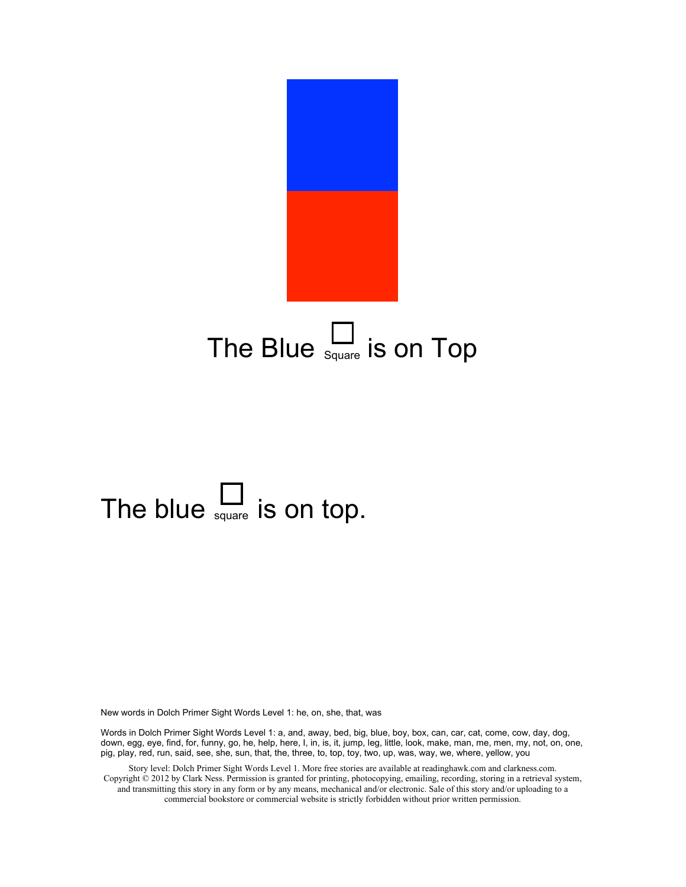The Blue □ Square is on Top

The blue □ square is on top.

New words in Dolch Primer Sight Words Level 1: he, on, she, that, was

Words in Dolch Primer Sight Words Level 1: a, and, away, bed, big, blue, boy, box, can, car, cat, come, cow, day, dog, down, egg, eye, find, for, funny, go, he, help, here, I, in, is, it, jump, leg, little, look, make, man, me, men, my, not, on, one, pig, play, red, run, said, see, she, sun, that, the, three, to, top, toy, two, up, was, way, we, where, yellow, you

Story level: Dolch Primer Sight Words Level 1. More free stories are available at readinghawk.com and clarkness.com. Copyright © 2012 by Clark Ness. Permission is granted for printing, photocopying, emailing, recording, storing in a retrieval system, and transmitting this story in any form or by any means, mechanical and/or electronic. Sale of this story and/or uploading to a commercial bookstore or commercial website is strictly forbidden without prior written permission.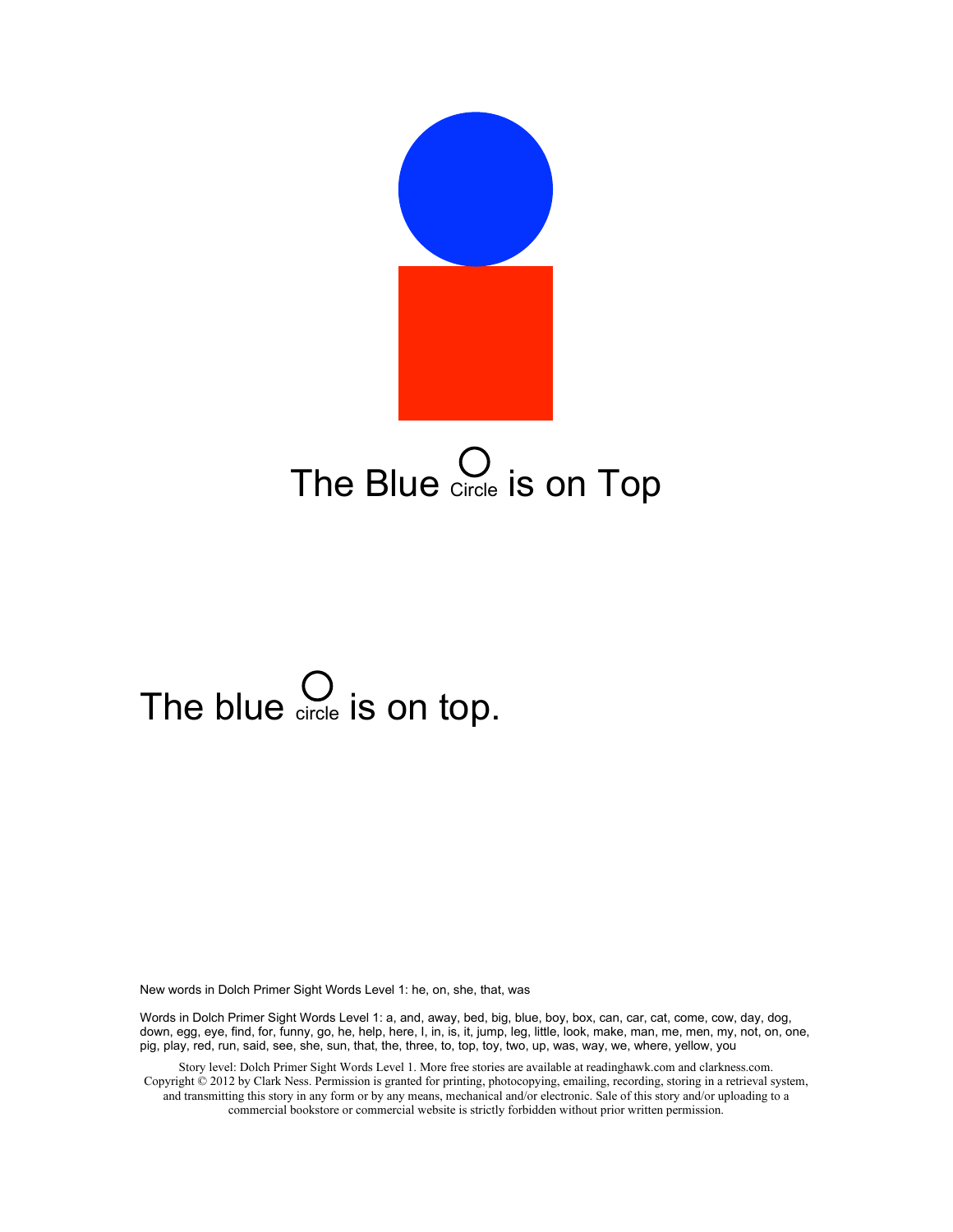The Blue ○ Circle is on Top

The blue ○ circle is on top.

New words in Dolch Primer Sight Words Level 1: he, on, she, that, was

Words in Dolch Primer Sight Words Level 1: a, and, away, bed, big, blue, boy, box, can, car, cat, come, cow, day, dog, down, egg, eye, find, for, funny, go, he, help, here, I, in, is, it, jump, leg, little, look, make, man, me, men, my, not, on, one, pig, play, red, run, said, see, she, sun, that, the, three, to, top, toy, two, up, was, way, we, where, yellow, you

Story level: Dolch Primer Sight Words Level 1. More free stories are available at readinghawk.com and clarkness.com. Copyright © 2012 by Clark Ness. Permission is granted for printing, photocopying, emailing, recording, storing in a retrieval system, and transmitting this story in any form or by any means, mechanical and/or electronic. Sale of this story and/or uploading to a commercial bookstore or commercial website is strictly forbidden without prior written permission.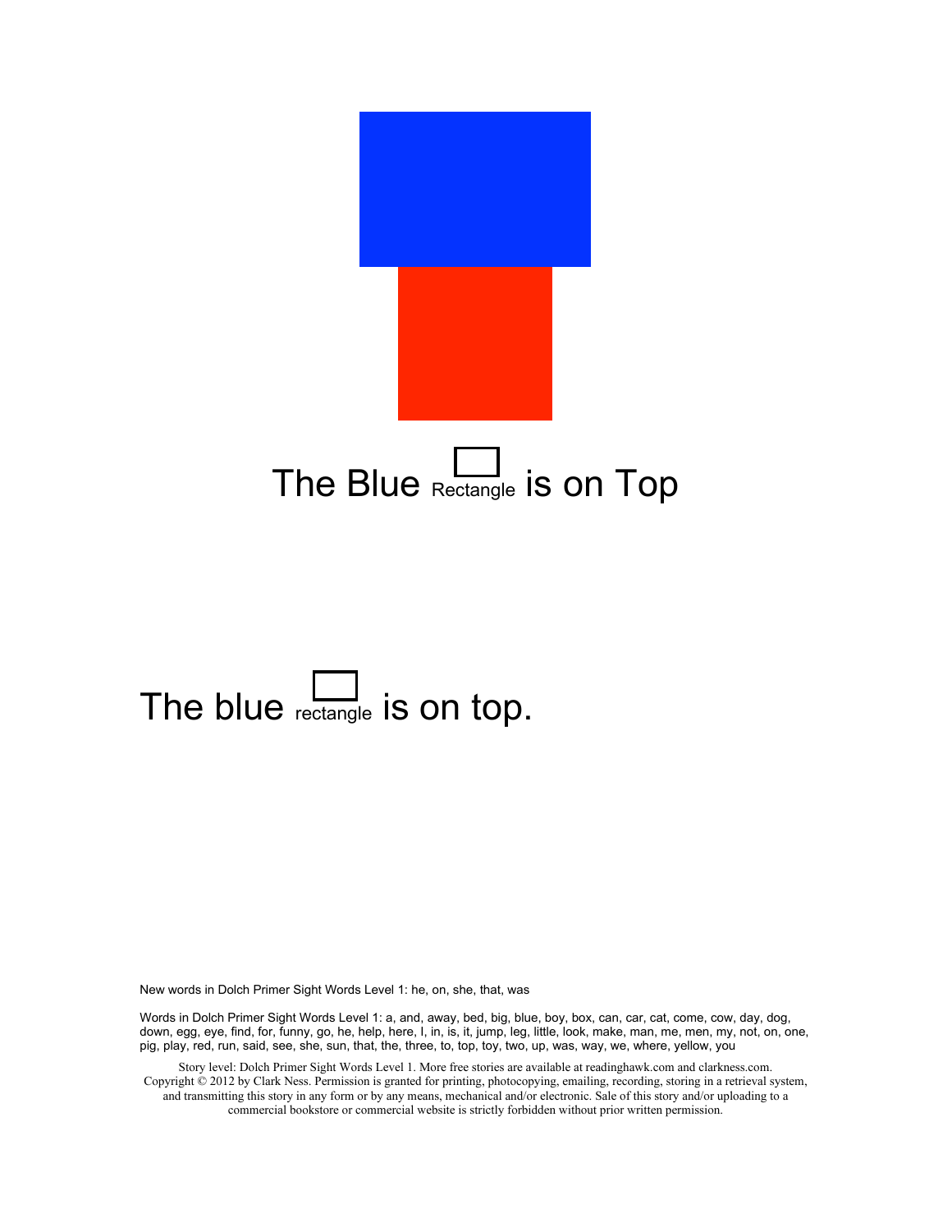The Blue Rectangle is on Top

The blue rectangle is on top.

New words in Dolch Primer Sight Words Level 1: he, on, she, that, was

Words in Dolch Primer Sight Words Level 1: a, and, away, bed, big, blue, boy, box, can, car, cat, come, cow, day, dog, down, egg, eye, find, for, funny, go, he, help, here, I, in, is, it, jump, leg, little, look, make, man, me, men, my, not, on, one, pig, play, red, run, said, see, she, sun, that, the, three, to, top, toy, two, up, was, way, we, where, yellow, you

Story level: Dolch Primer Sight Words Level 1. More free stories are available at readinghawk.com and clarkness.com. Copyright © 2012 by Clark Ness. Permission is granted for printing, photocopying, emailing, recording, storing in a retrieval system, and transmitting this story in any form or by any means, mechanical and/or electronic. Sale of this story and/or uploading to a commercial bookstore or commercial website is strictly forbidden without prior written permission.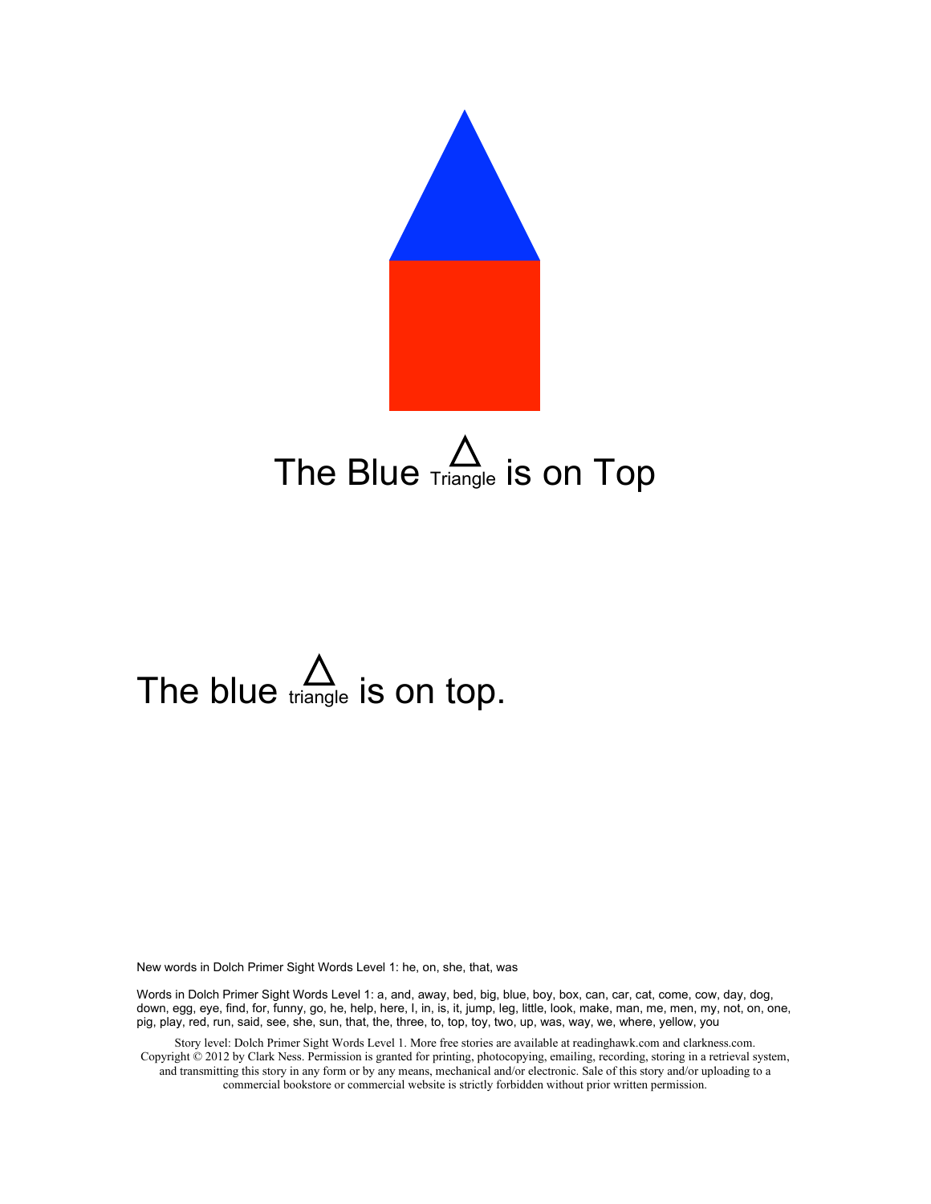The Blue △ Triangle is on Top

The blue △ triangle is on top.

New words in Dolch Primer Sight Words Level 1: he, on, she, that, was

Words in Dolch Primer Sight Words Level 1: a, and, away, bed, big, blue, boy, box, can, car, cat, come, cow, day, dog, down, egg, eye, find, for, funny, go, he, help, here, I, in, is, it, jump, leg, little, look, make, man, me, men, my, not, on, one, pig, play, red, run, said, see, she, sun, that, the, three, to, top, toy, two, up, was, way, we, where, yellow, you

Story level: Dolch Primer Sight Words Level 1. More free stories are available at readinghawk.com and clarkness.com. Copyright © 2012 by Clark Ness. Permission is granted for printing, photocopying, emailing, recording, storing in a retrieval system, and transmitting this story in any form or by any means, mechanical and/or electronic. Sale of this story and/or uploading to a commercial bookstore or commercial website is strictly forbidden without prior written permission.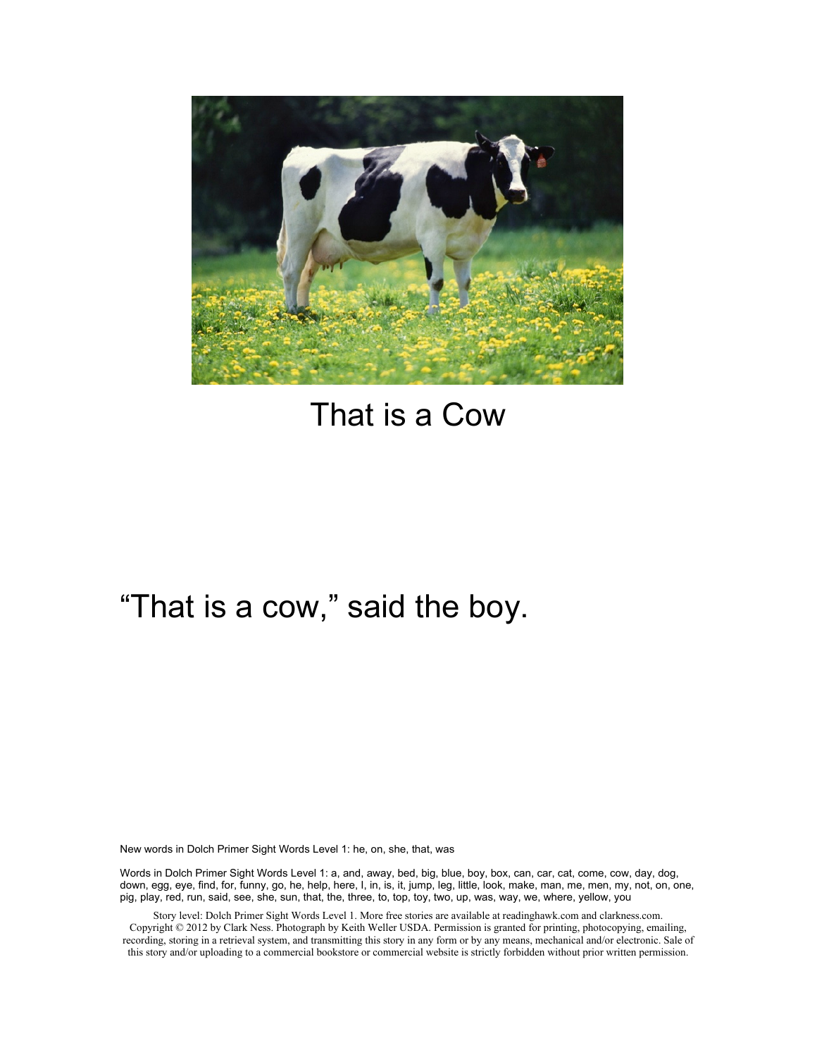# That is a Cow

"That is a cow," said the boy.

New words in Dolch Primer Sight Words Level 1: he, on, she, that, was

Words in Dolch Primer Sight Words Level 1: a, and, away, bed, big, blue, boy, box, can, car, cat, come, cow, day, dog, down, egg, eye, find, for, funny, go, he, help, here, I, in, is, it, jump, leg, little, look, make, man, me, men, my, not, on, one, pig, play, red, run, said, see, she, sun, that, the, three, to, top, toy, two, up, was, way, we, where, yellow, you

Story level: Dolch Primer Sight Words Level 1. More free stories are available at readinghawk.com and clarkness.com. Copyright © 2012 by Clark Ness. Photograph by Keith Weller USDA. Permission is granted for printing, photocopying, emailing, recording, storing in a retrieval system, and transmitting this story in any form or by any means, mechanical and/or electronic. Sale of this story and/or uploading to a commercial bookstore or commercial website is strictly forbidden without prior written permission.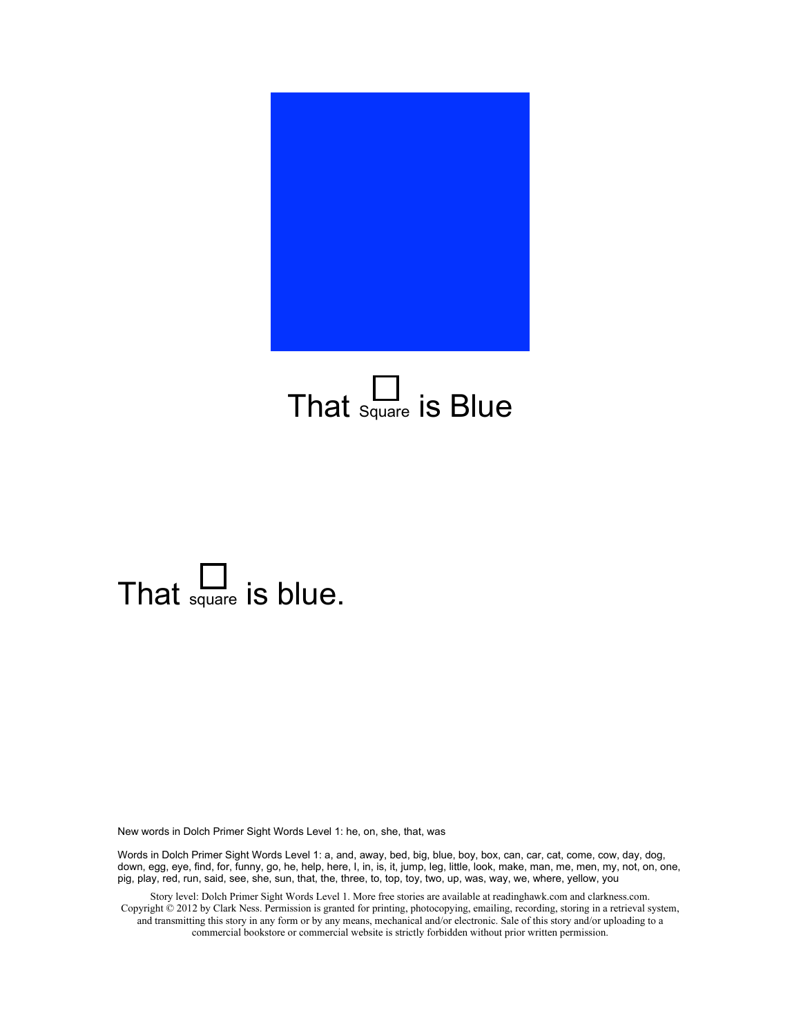That □ Square is Blue

That □ square is blue.

New words in Dolch Primer Sight Words Level 1: he, on, she, that, was

Words in Dolch Primer Sight Words Level 1: a, and, away, bed, big, blue, boy, box, can, car, cat, come, cow, day, dog, down, egg, eye, find, for, funny, go, he, help, here, I, in, is, it, jump, leg, little, look, make, man, me, men, my, not, on, one, pig, play, red, run, said, see, she, sun, that, the, three, to, top, toy, two, up, was, way, we, where, yellow, you

Story level: Dolch Primer Sight Words Level 1. More free stories are available at readinghawk.com and clarkness.com. Copyright © 2012 by Clark Ness. Permission is granted for printing, photocopying, emailing, recording, storing in a retrieval system, and transmitting this story in any form or by any means, mechanical and/or electronic. Sale of this story and/or uploading to a commercial bookstore or commercial website is strictly forbidden without prior written permission.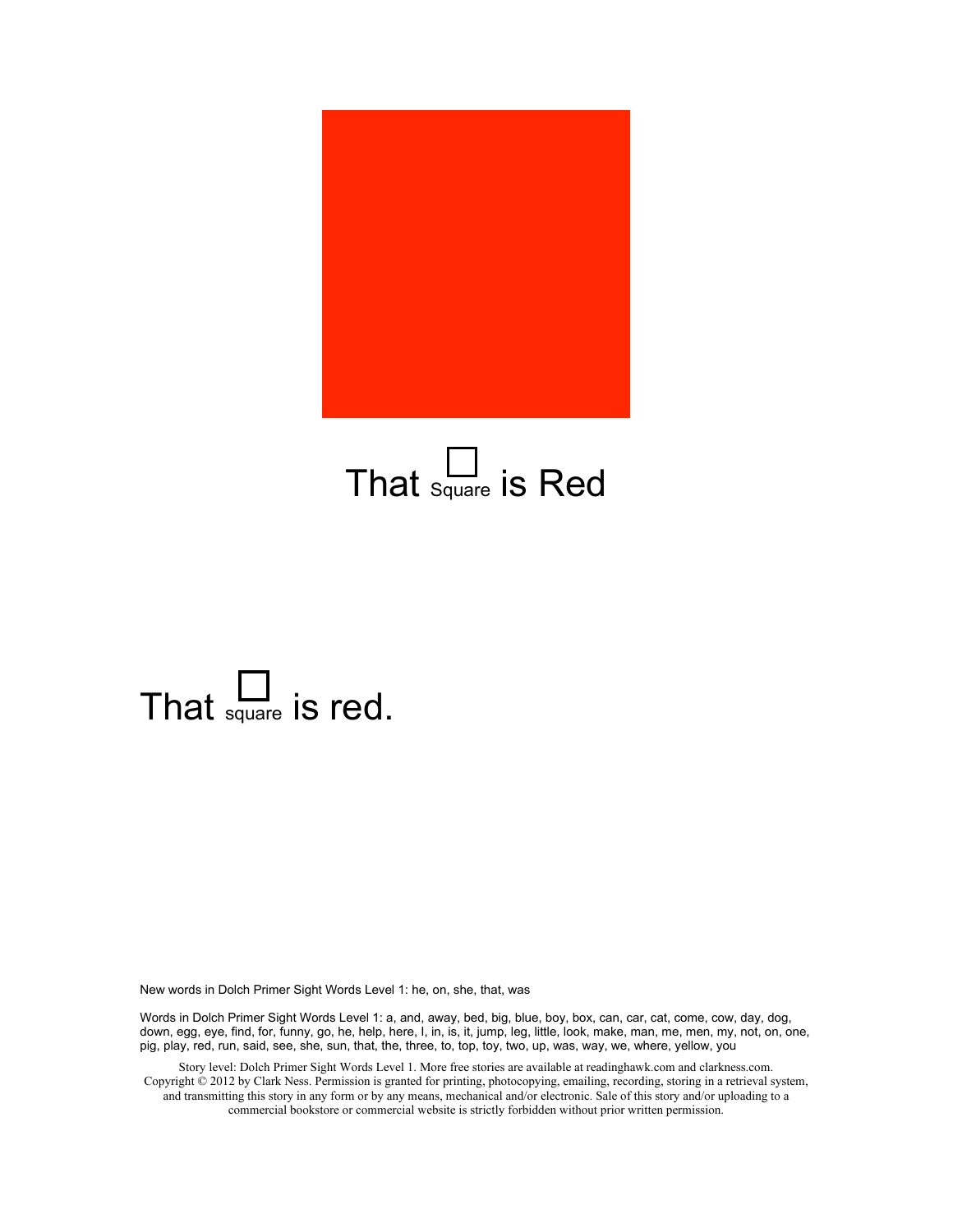That □ Square is Red

That □ square is red.

New words in Dolch Primer Sight Words Level 1: he, on, she, that, was

Words in Dolch Primer Sight Words Level 1: a, and, away, bed, big, blue, boy, box, can, car, cat, come, cow, day, dog, down, egg, eye, find, for, funny, go, he, help, here, I, in, is, it, jump, leg, little, look, make, man, me, men, my, not, on, one, pig, play, red, run, said, see, she, sun, that, the, three, to, top, toy, two, up, was, way, we, where, yellow, you

Story level: Dolch Primer Sight Words Level 1. More free stories are available at readinghawk.com and clarkness.com. Copyright © 2012 by Clark Ness. Permission is granted for printing, photocopying, emailing, recording, storing in a retrieval system, and transmitting this story in any form or by any means, mechanical and/or electronic. Sale of this story and/or uploading to a commercial bookstore or commercial website is strictly forbidden without prior written permission.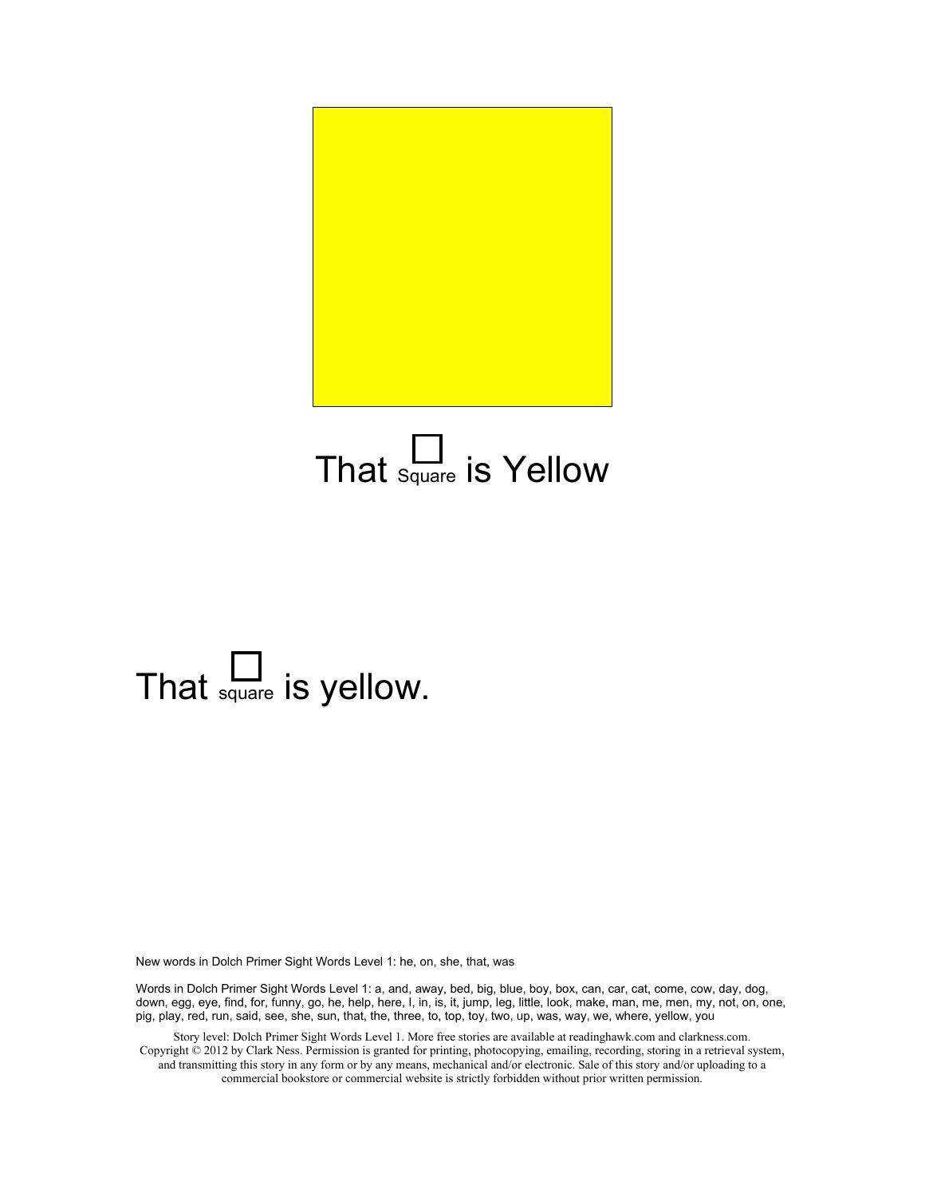That ☐ Square is Yellow

That ☐ square is yellow.

New words in Dolch Primer Sight Words Level 1: he, on, she, that, was

Words in Dolch Primer Sight Words Level 1: a, and, away, bed, big, blue, boy, box, can, car, cat, come, cow, day, dog, down, egg, eye, find, for, funny, go, he, help, here, I, in, is, it, jump, leg, little, look, make, man, me, men, my, not, on, one, pig, play, red, run, said, see, she, sun, that, the, three, to, top, toy, two, up, was, way, we, where, yellow, you

Story level: Dolch Primer Sight Words Level 1. More free stories are available at readinghawk.com and clarkness.com. Copyright © 2012 by Clark Ness. Permission is granted for printing, photocopying, emailing, recording, storing in a retrieval system, and transmitting this story in any form or by any means, mechanical and/or electronic. Sale of this story and/or uploading to a commercial bookstore or commercial website is strictly forbidden without prior written permission.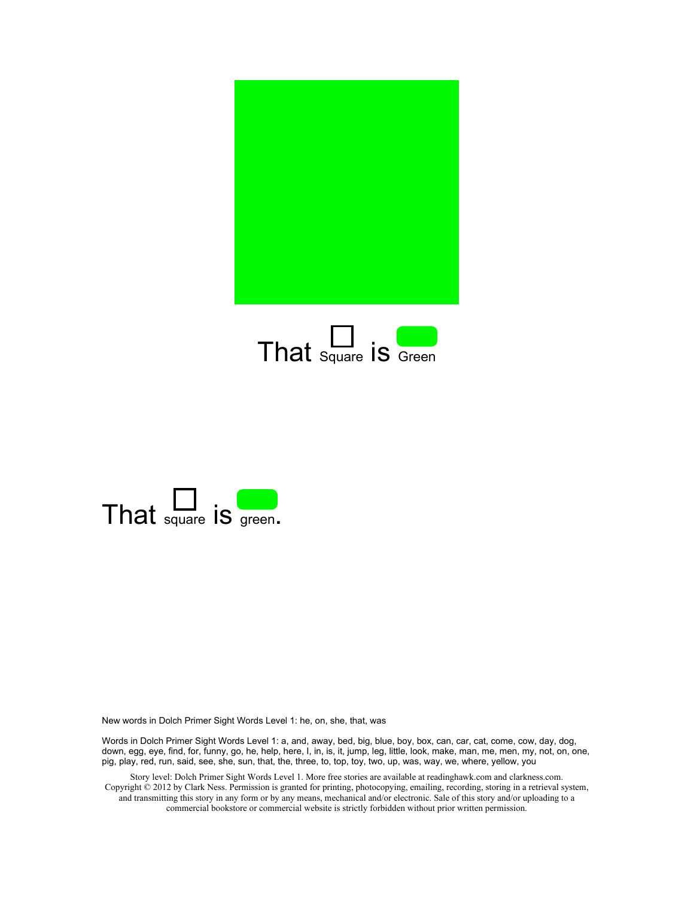That Square is Green

That square is green.

New words in Dolch Primer Sight Words Level 1: he, on, she, that, was

Words in Dolch Primer Sight Words Level 1: a, and, away, bed, big, blue, boy, box, can, car, cat, come, cow, day, dog, down, egg, eye, find, for, funny, go, he, help, here, I, in, is, it, jump, leg, little, look, make, man, me, men, my, not, on, one, pig, play, red, run, said, see, she, sun, that, the, three, to, top, toy, two, up, was, way, we, where, yellow, you

Story level: Dolch Primer Sight Words Level 1. More free stories are available at readinghawk.com and clarkness.com. Copyright © 2012 by Clark Ness. Permission is granted for printing, photocopying, emailing, recording, storing in a retrieval system, and transmitting this story in any form or by any means, mechanical and/or electronic. Sale of this story and/or uploading to a commercial bookstore or commercial website is strictly forbidden without prior written permission.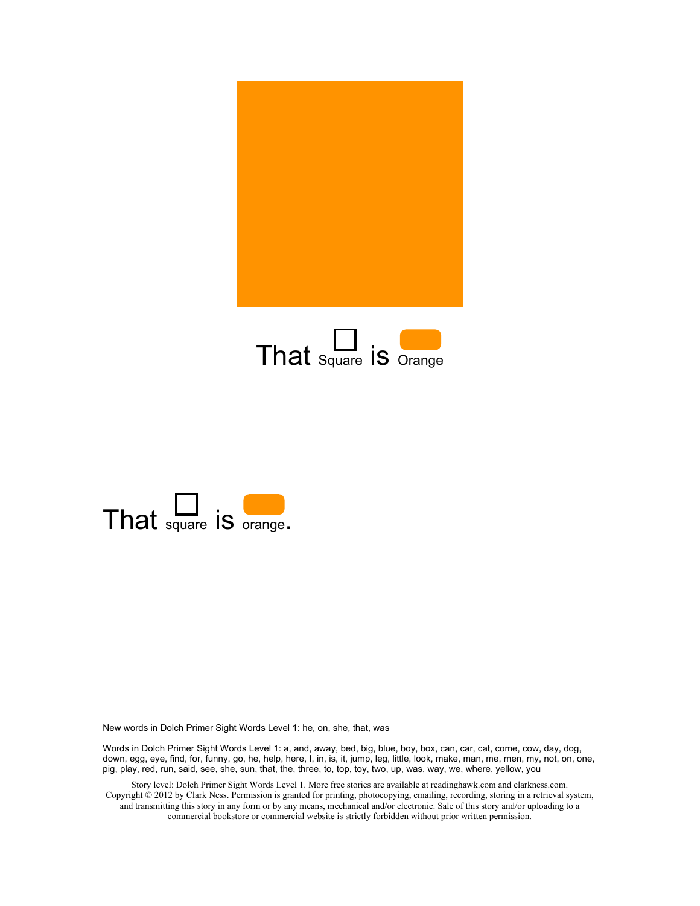That Square is Orange

That square is orange.

New words in Dolch Primer Sight Words Level 1: he, on, she, that, was

Words in Dolch Primer Sight Words Level 1: a, and, away, bed, big, blue, boy, box, can, car, cat, come, cow, day, dog, down, egg, eye, find, for, funny, go, he, help, here, I, in, is, it, jump, leg, little, look, make, man, me, men, my, not, on, one, pig, play, red, run, said, see, she, sun, that, the, three, to, top, toy, two, up, was, way, we, where, yellow, you

Story level: Dolch Primer Sight Words Level 1. More free stories are available at readinghawk.com and clarkness.com. Copyright © 2012 by Clark Ness. Permission is granted for printing, photocopying, emailing, recording, storing in a retrieval system, and transmitting this story in any form or by any means, mechanical and/or electronic. Sale of this story and/or uploading to a commercial bookstore or commercial website is strictly forbidden without prior written permission.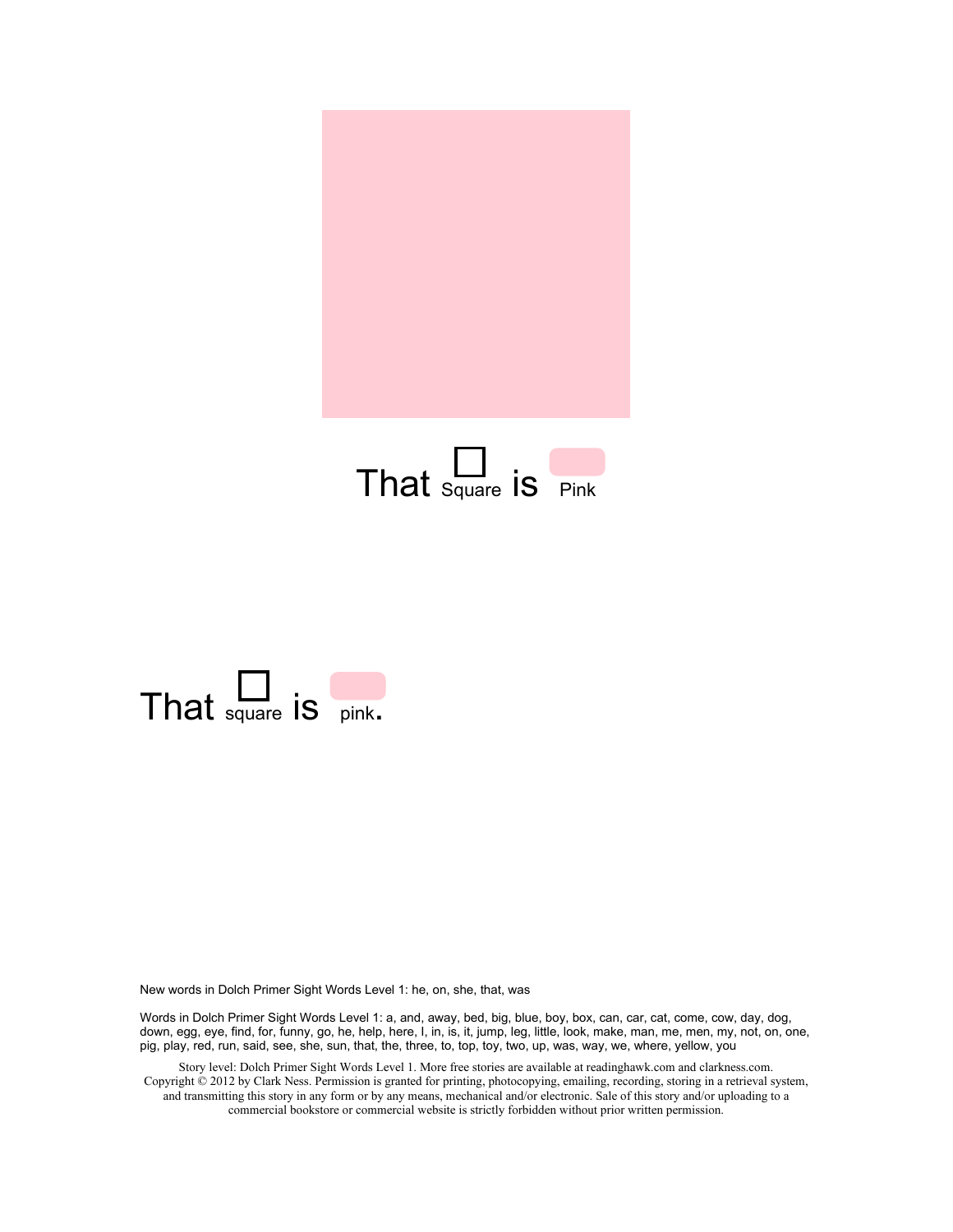That Square is Pink

That square is pink.

New words in Dolch Primer Sight Words Level 1: he, on, she, that, was

Words in Dolch Primer Sight Words Level 1: a, and, away, bed, big, blue, boy, box, can, car, cat, come, cow, day, dog, down, egg, eye, find, for, funny, go, he, help, here, I, in, is, it, jump, leg, little, look, make, man, me, men, my, not, on, one, pig, play, red, run, said, see, she, sun, that, the, three, to, top, toy, two, up, was, way, we, where, yellow, you

Story level: Dolch Primer Sight Words Level 1. More free stories are available at readinghawk.com and clarkness.com. Copyright © 2012 by Clark Ness. Permission is granted for printing, photocopying, emailing, recording, storing in a retrieval system, and transmitting this story in any form or by any means, mechanical and/or electronic. Sale of this story and/or uploading to a commercial bookstore or commercial website is strictly forbidden without prior written permission.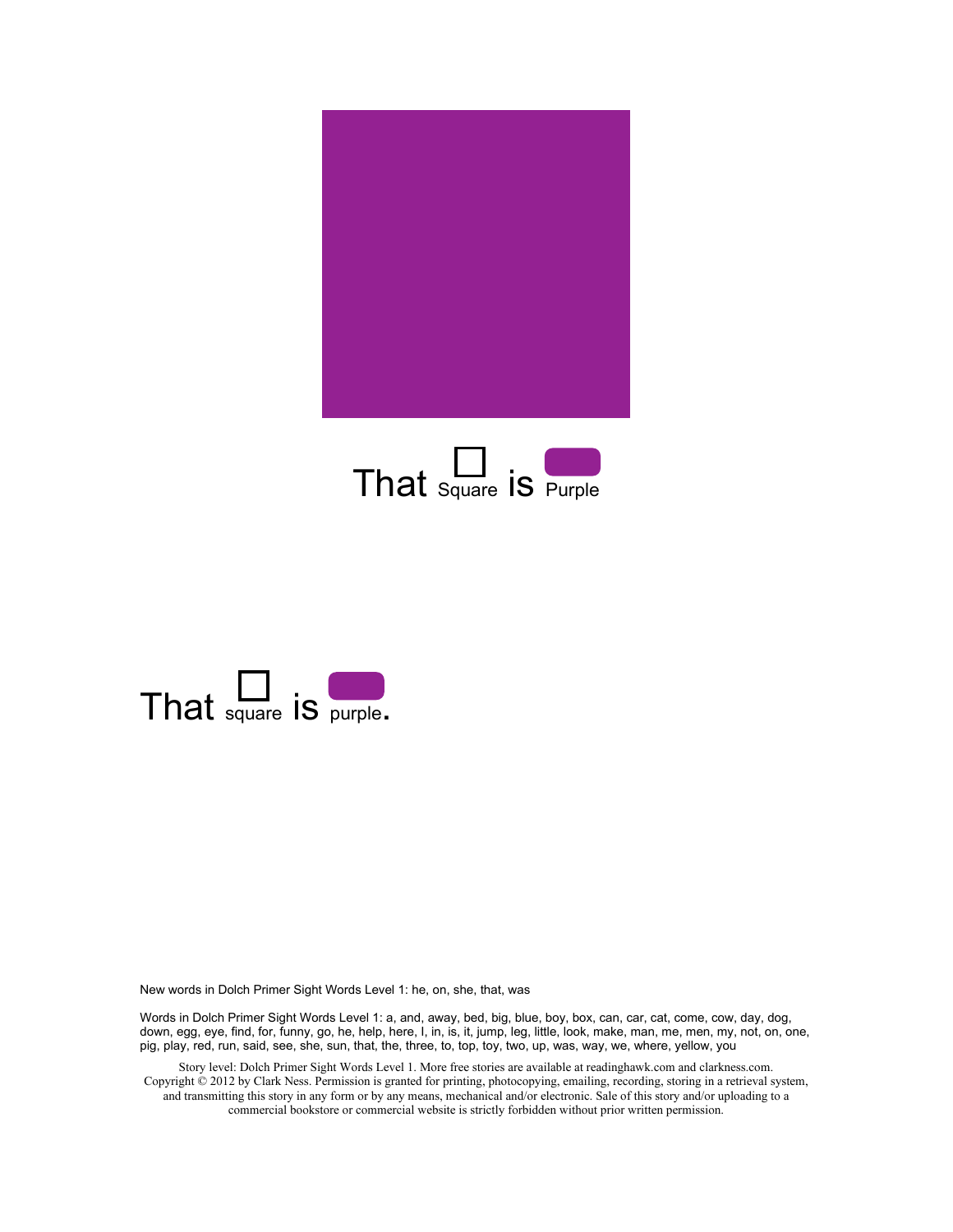That Square is Purple

That square is purple.

New words in Dolch Primer Sight Words Level 1: he, on, she, that, was

Words in Dolch Primer Sight Words Level 1: a, and, away, bed, big, blue, boy, box, can, car, cat, come, cow, day, dog, down, egg, eye, find, for, funny, go, he, help, here, I, in, is, it, jump, leg, little, look, make, man, me, men, my, not, on, one, pig, play, red, run, said, see, she, sun, that, the, three, to, top, toy, two, up, was, way, we, where, yellow, you

Story level: Dolch Primer Sight Words Level 1. More free stories are available at readinghawk.com and clarkness.com. Copyright © 2012 by Clark Ness. Permission is granted for printing, photocopying, emailing, recording, storing in a retrieval system, and transmitting this story in any form or by any means, mechanical and/or electronic. Sale of this story and/or uploading to a commercial bookstore or commercial website is strictly forbidden without prior written permission.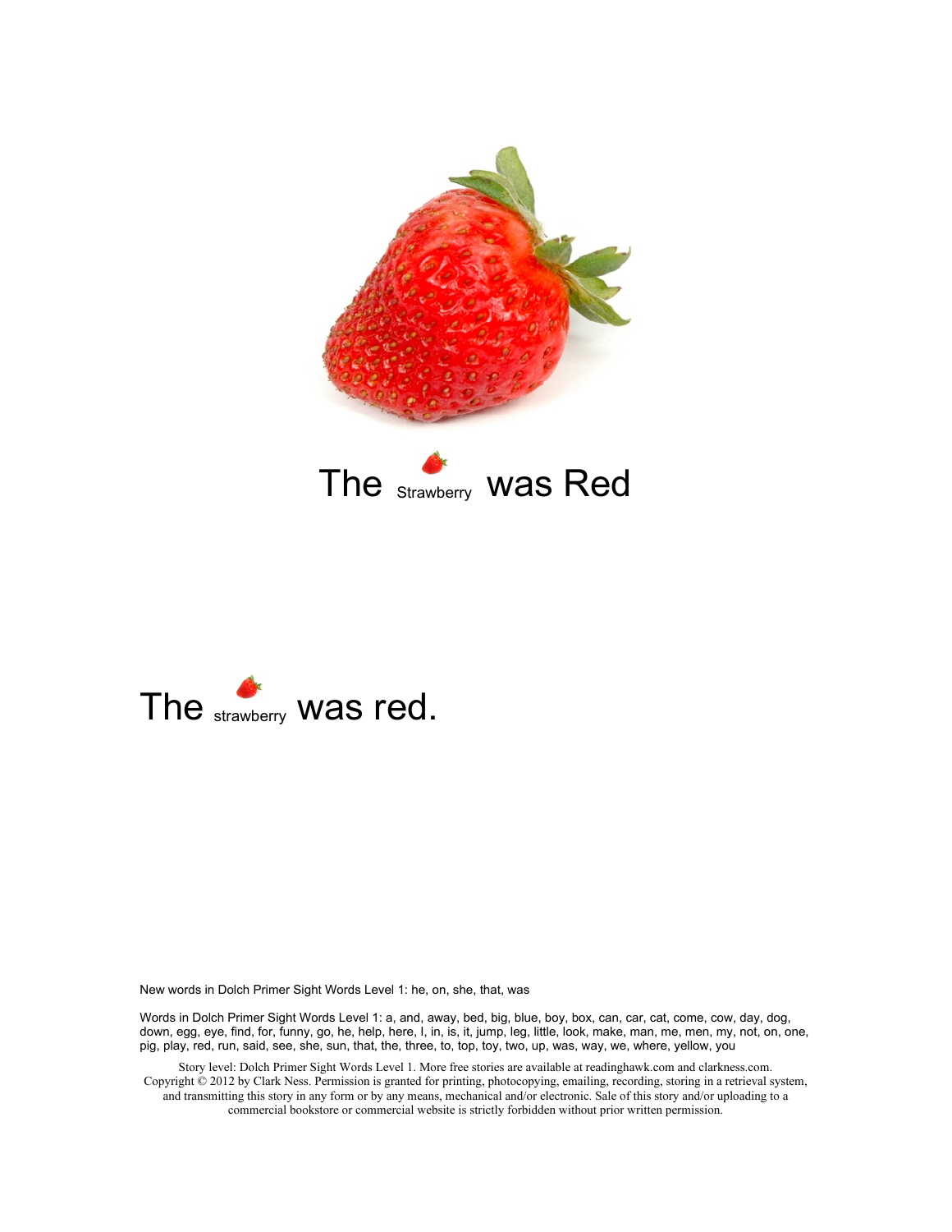# The Strawberry was Red

The strawberry was red.

New words in Dolch Primer Sight Words Level 1: he, on, she, that, was

Words in Dolch Primer Sight Words Level 1: a, and, away, bed, big, blue, boy, box, can, car, cat, come, cow, day, dog, down, egg, eye, find, for, funny, go, he, help, here, I, in, is, it, jump, leg, little, look, make, man, me, men, my, not, on, one, pig, play, red, run, said, see, she, sun, that, the, three, to, top, toy, two, up, was, way, we, where, yellow, you

Story level: Dolch Primer Sight Words Level 1. More free stories are available at readinghawk.com and clarkness.com. Copyright © 2012 by Clark Ness. Permission is granted for printing, photocopying, emailing, recording, storing in a retrieval system, and transmitting this story in any form or by any means, mechanical and/or electronic. Sale of this story and/or uploading to a commercial bookstore or commercial website is strictly forbidden without prior written permission.